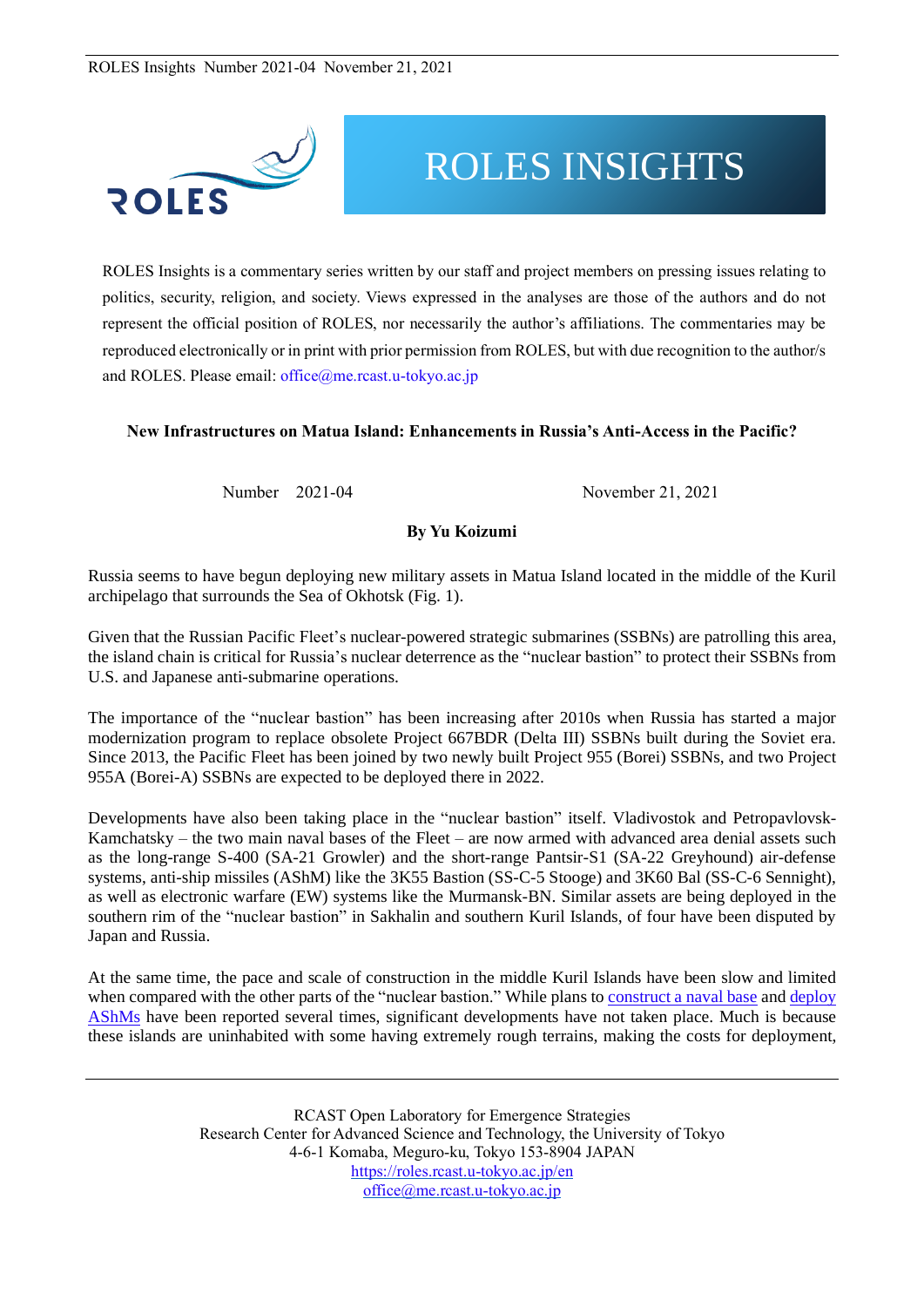# ROLES INSIGHTS

ROLES Insights is a commentary series written by our staff and project members on pressing issues relating to politics, security, religion, and society. Views expressed in the analyses are those of the authors and do not represent the official position of ROLES, nor necessarily the author's affiliations. The commentaries may be reproduced electronically or in print with prior permission from ROLES, but with due recognition to the author/s and ROLES. Please email: office@me.rcast.u-tokyo.ac.jp

## New Infrastructures on Matua Island: Enhancements in Russia's Anti-Access in the Pacific?

Number 2021-04 November 21, 2021

**By Yu Koizumi**

Russia seems to have begun deploying new military assets in Matua Island located in the middle of the Kuril archipelago that surrounds the Sea of Okhotsk (Fig. 1).

Given that the Russian Pacific Fleet's nuclear-powered strategic submarines (SSBNs) are patrolling this area, the island chain is critical for Russia's nuclear deterrence as the "nuclear bastion" to protect their SSBNs from U.S. and Japanese anti-submarine operations.

The importance of the "nuclear bastion" has been increasing after 2010s when Russia has started a major modernization program to replace obsolete Project 667BDR (Delta III) SSBNs built during the Soviet era. Since 2013, the Pacific Fleet has been joined by two newly built Project 955 (Borei) SSBNs, and two Project 955A (Borei-A) SSBNs are expected to be deployed there in 2022.

Developments have also been taking place in the "nuclear bastion" itself. Vladivostok and Petropavlovsk-Kamchatsky – the two main naval bases of the Fleet – are now armed with advanced area denial assets such as the long-range S-400 (SA-21 Growler) and the short-range Pantsir-S1 (SA-22 Greyhound) air-defense systems, anti-ship missiles (AShM) like the 3K55 Bastion (SS-C-5 Stooge) and 3K60 Bal (SS-C-6 Sennight), as well as electronic warfare (EW) systems like the Murmansk-BN. Similar assets are being deployed in the southern rim of the "nuclear bastion" in Sakhalin and southern Kuril Islands, of four have been disputed by Japan and Russia.

At the same time, the pace and scale of construction in the middle Kuril Islands have been slow and limited when compared with the other parts of the "nuclear bastion." While plans to construct a naval base and deploy AShMs have been reported several times, significant developments have not taken place. Much is because these islands are uninhabited with some having extremely rough terrains, making the costs for deployment,

RCAST Open Laboratory for Emergence Strategies
Research Center for Advanced Science and Technology, the University of Tokyo
4-6-1 Komaba, Meguro-ku, Tokyo 153-8904 JAPAN
https://roles.rcast.u-tokyo.ac.jp/en
office@me.rcast.u-tokyo.ac.jp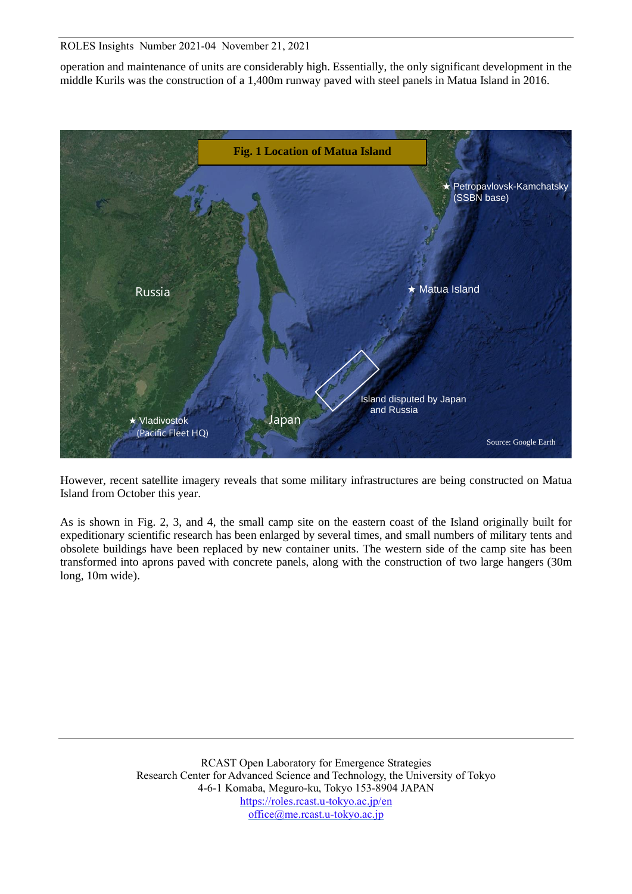operation and maintenance of units are considerably high. Essentially, the only significant development in the middle Kurils was the construction of a 1,400m runway paved with steel panels in Matua Island in 2016.

**Fig. 1 Location of Matua Island**

Source: Google Earth

However, recent satellite imagery reveals that some military infrastructures are being constructed on Matua Island from October this year.

As is shown in Fig. 2, 3, and 4, the small camp site on the eastern coast of the Island originally built for expeditionary scientific research has been enlarged by several times, and small numbers of military tents and obsolete buildings have been replaced by new container units. The western side of the camp site has been transformed into aprons paved with concrete panels, along with the construction of two large hangers (30m long, 10m wide).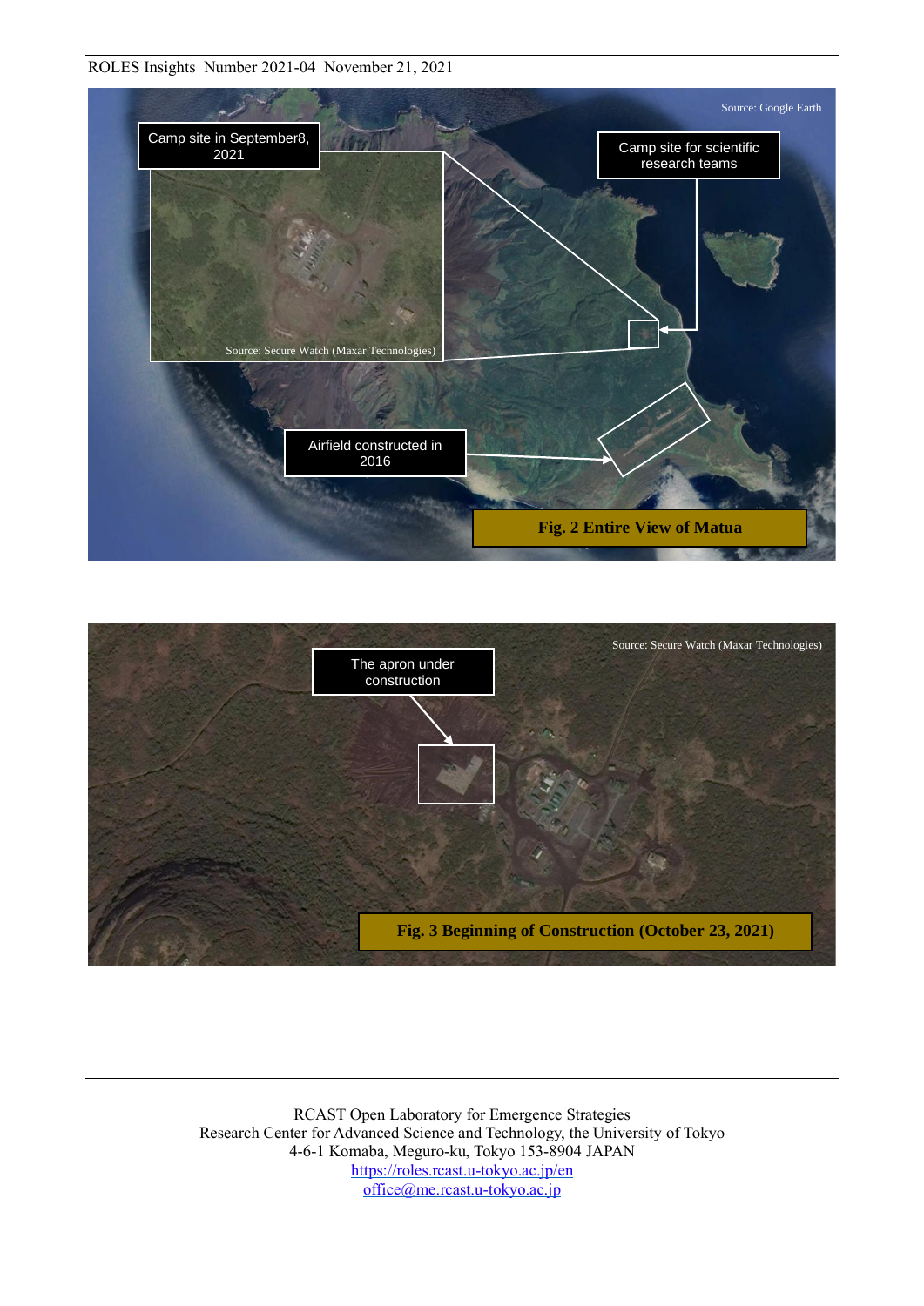Fig. 2 Entire View of Matua

Fig. 3 Beginning of Construction (October 23, 2021)

RCAST Open Laboratory for Emergence Strategies
Research Center for Advanced Science and Technology, the University of Tokyo
4-6-1 Komaba, Meguro-ku, Tokyo 153-8904 JAPAN
https://roles.rcast.u-tokyo.ac.jp/en
office@me.rcast.u-tokyo.ac.jp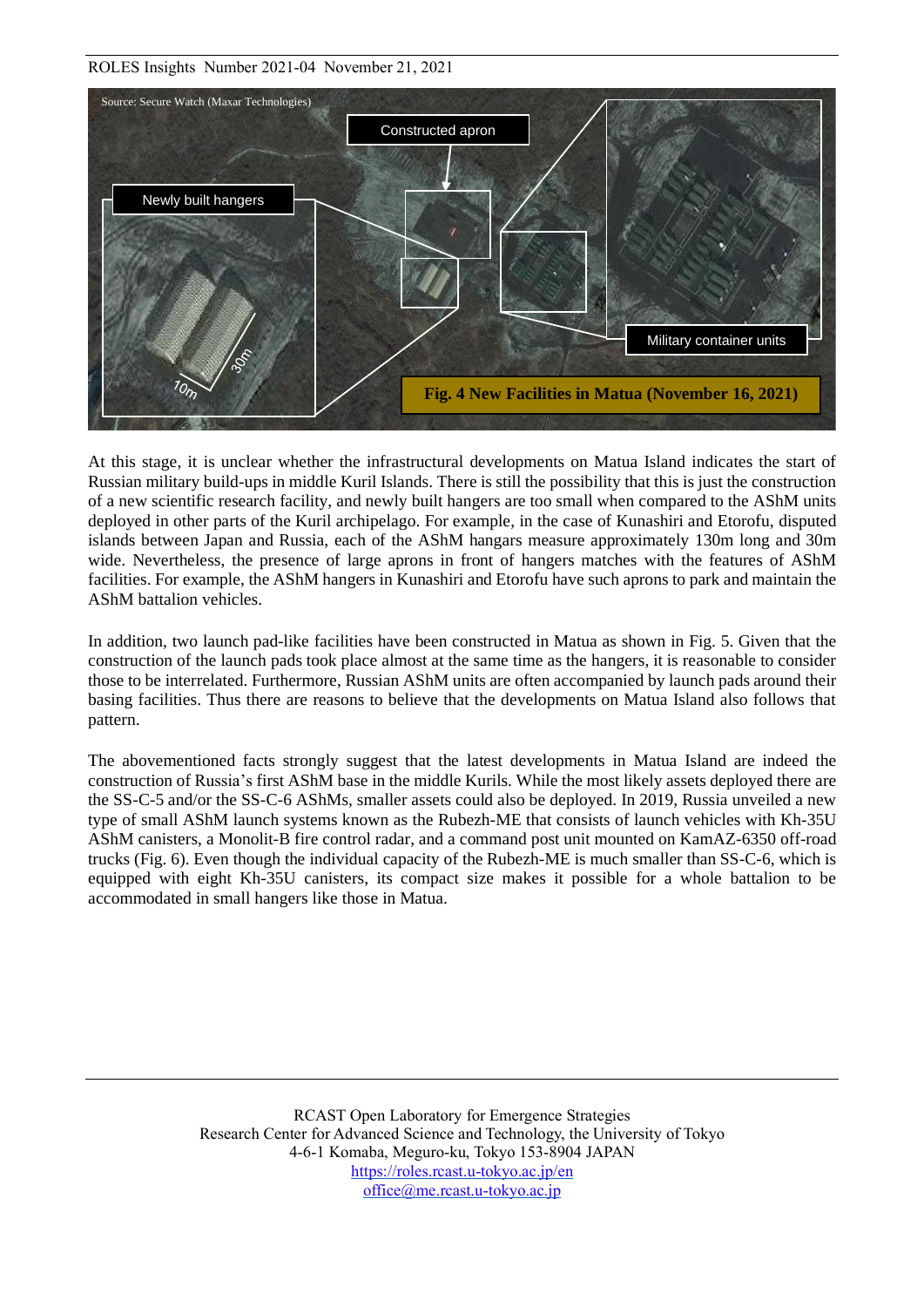**Fig. 4 New Facilities in Matua (November 16, 2021)**

At this stage, it is unclear whether the infrastructural developments on Matua Island indicates the start of Russian military build-ups in middle Kuril Islands. There is still the possibility that this is just the construction of a new scientific research facility, and newly built hangers are too small when compared to the AShM units deployed in other parts of the Kuril archipelago. For example, in the case of Kunashiri and Etorofu, disputed islands between Japan and Russia, each of the AShM hangars measure approximately 130m long and 30m wide. Nevertheless, the presence of large aprons in front of hangers matches with the features of AShM facilities. For example, the AShM hangers in Kunashiri and Etorofu have such aprons to park and maintain the AShM battalion vehicles.

In addition, two launch pad-like facilities have been constructed in Matua as shown in Fig. 5. Given that the construction of the launch pads took place almost at the same time as the hangers, it is reasonable to consider those to be interrelated. Furthermore, Russian AShM units are often accompanied by launch pads around their basing facilities. Thus there are reasons to believe that the developments on Matua Island also follows that pattern.

The abovementioned facts strongly suggest that the latest developments in Matua Island are indeed the construction of Russia's first AShM base in the middle Kurils. While the most likely assets deployed there are the SS-C-5 and/or the SS-C-6 AShMs, smaller assets could also be deployed. In 2019, Russia unveiled a new type of small AShM launch systems known as the Rubezh-ME that consists of launch vehicles with Kh-35U AShM canisters, a Monolit-B fire control radar, and a command post unit mounted on KamAZ-6350 off-road trucks (Fig. 6). Even though the individual capacity of the Rubezh-ME is much smaller than SS-C-6, which is equipped with eight Kh-35U canisters, its compact size makes it possible for a whole battalion to be accommodated in small hangers like those in Matua.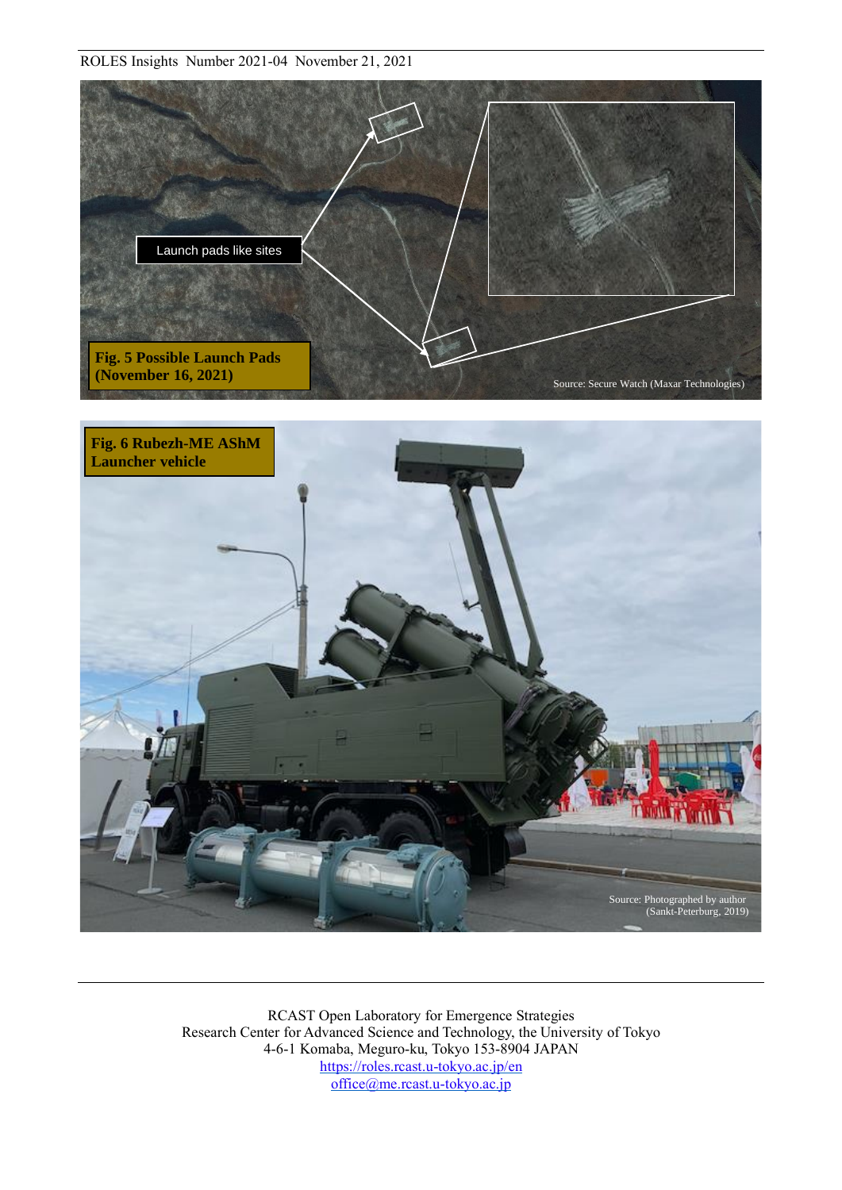**Fig. 5 Possible Launch Pads (November 16, 2021)**

Launch pads like sites

Source: Secure Watch (Maxar Technologies)

**Fig. 6 Rubezh-ME AShM Launcher vehicle**

Source: Photographed by author (Sankt-Peterburg, 2019)

RCAST Open Laboratory for Emergence Strategies
Research Center for Advanced Science and Technology, the University of Tokyo
4-6-1 Komaba, Meguro-ku, Tokyo 153-8904 JAPAN
https://roles.rcast.u-tokyo.ac.jp/en
office@me.rcast.u-tokyo.ac.jp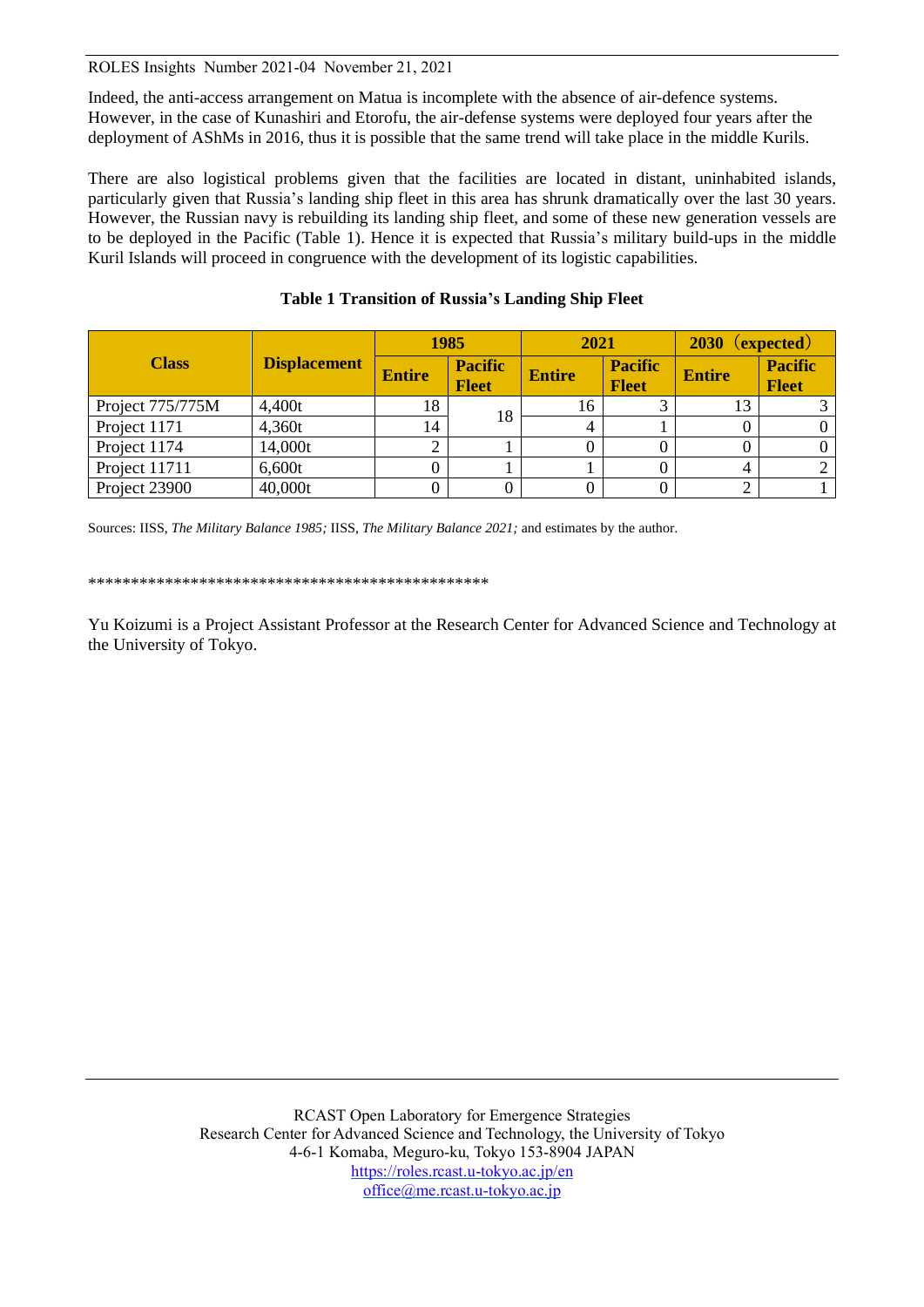Indeed, the anti-access arrangement on Matua is incomplete with the absence of air-defence systems. However, in the case of Kunashiri and Etorofu, the air-defense systems were deployed four years after the deployment of AShMs in 2016, thus it is possible that the same trend will take place in the middle Kurils.

There are also logistical problems given that the facilities are located in distant, uninhabited islands, particularly given that Russia's landing ship fleet in this area has shrunk dramatically over the last 30 years. However, the Russian navy is rebuilding its landing ship fleet, and some of these new generation vessels are to be deployed in the Pacific (Table 1). Hence it is expected that Russia's military build-ups in the middle Kuril Islands will proceed in congruence with the development of its logistic capabilities.

**Table 1 Transition of Russia's Landing Ship Fleet**

| Class | Displacement | 1985 | | 2021 | | 2030（expected） | |
|---|---|---|---|---|---|---|---|
| | | Entire | Pacific Fleet | Entire | Pacific Fleet | Entire | Pacific Fleet |
| Project 775/775M | 4,400t | 18 | 18 | 16 | 3 | 13 | 3 |
| Project 1171 | 4,360t | 14 | | 4 | 1 | 0 | 0 |
| Project 1174 | 14,000t | 2 | 1 | 0 | 0 | 0 | 0 |
| Project 11711 | 6,600t | 0 | 1 | 1 | 0 | 4 | 2 |
| Project 23900 | 40,000t | 0 | 0 | 0 | 0 | 2 | 1 |

Sources: IISS, *The Military Balance 1985;* IISS, *The Military Balance 2021;* and estimates by the author.

\*\*\*\*\*\*\*\*\*\*\*\*\*\*\*\*\*\*\*\*\*\*\*\*\*\*\*\*\*\*\*\*\*\*\*\*\*\*\*\*\*\*\*\*\*\*\*\*

Yu Koizumi is a Project Assistant Professor at the Research Center for Advanced Science and Technology at the University of Tokyo.

RCAST Open Laboratory for Emergence Strategies
Research Center for Advanced Science and Technology, the University of Tokyo
4-6-1 Komaba, Meguro-ku, Tokyo 153-8904 JAPAN
https://roles.rcast.u-tokyo.ac.jp/en
office@me.rcast.u-tokyo.ac.jp